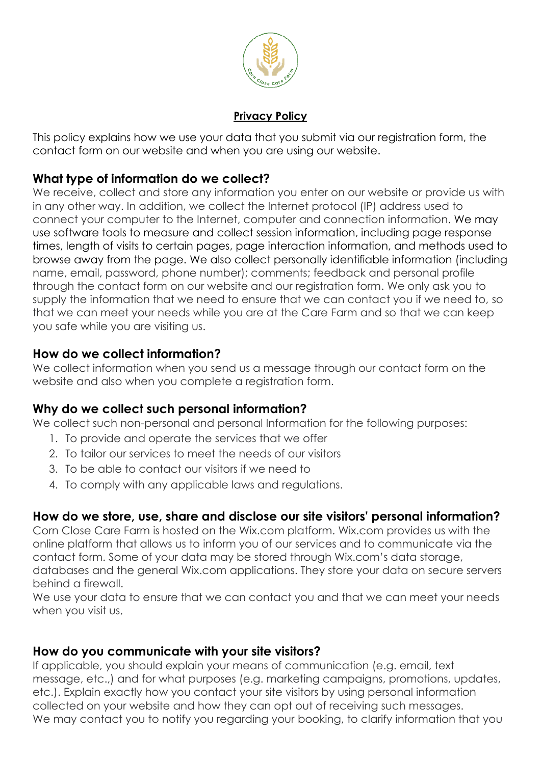**Privacy Policy**

This policy explains how we use your data that you submit via our registration form, the contact form on our website and when you are using our website.

## What type of information do we collect?

We receive, collect and store any information you enter on our website or provide us with in any other way. In addition, we collect the Internet protocol (IP) address used to connect your computer to the Internet, computer and connection information. We may use software tools to measure and collect session information, including page response times, length of visits to certain pages, page interaction information, and methods used to browse away from the page. We also collect personally identifiable information (including name, email, password, phone number); comments; feedback and personal profile through the contact form on our website and our registration form. We only ask you to supply the information that we need to ensure that we can contact you if we need to, so that we can meet your needs while you are at the Care Farm and so that we can keep you safe while you are visiting us.

## How do we collect information?

We collect information when you send us a message through our contact form on the website and also when you complete a registration form.

## Why do we collect such personal information?

We collect such non-personal and personal Information for the following purposes:

1. To provide and operate the services that we offer
2. To tailor our services to meet the needs of our visitors
3. To be able to contact our visitors if we need to
4. To comply with any applicable laws and regulations.

## How do we store, use, share and disclose our site visitors' personal information?

Corn Close Care Farm is hosted on the Wix.com platform. Wix.com provides us with the online platform that allows us to inform you of our services and to communicate via the contact form. Some of your data may be stored through Wix.com's data storage, databases and the general Wix.com applications. They store your data on secure servers behind a firewall.

We use your data to ensure that we can contact you and that we can meet your needs when you visit us,

## How do you communicate with your site visitors?

If applicable, you should explain your means of communication (e.g. email, text message, etc.,) and for what purposes (e.g. marketing campaigns, promotions, updates, etc.). Explain exactly how you contact your site visitors by using personal information collected on your website and how they can opt out of receiving such messages.

We may contact you to notify you regarding your booking, to clarify information that you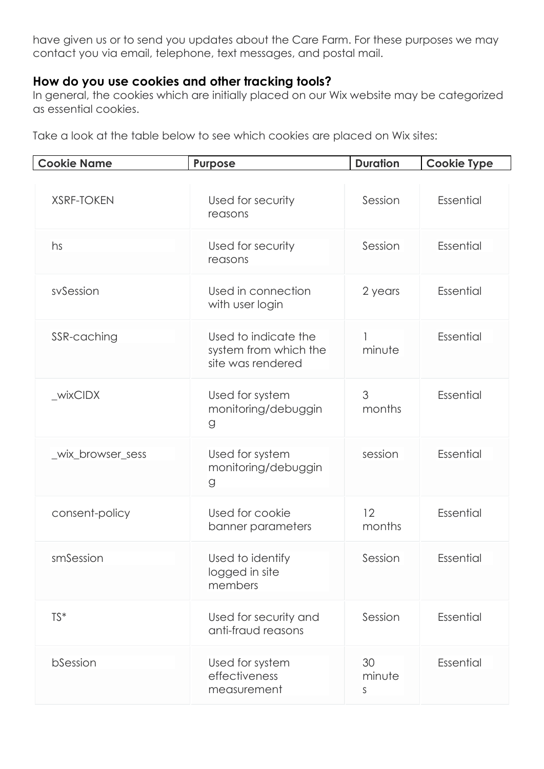have given us or to send you updates about the Care Farm. For these purposes we may contact you via email, telephone, text messages, and postal mail.

### How do you use cookies and other tracking tools?

In general, the cookies which are initially placed on our Wix website may be categorized as essential cookies.

Take a look at the table below to see which cookies are placed on Wix sites:

| Cookie Name | Purpose | Duration | Cookie Type |
|---|---|---|---|
| XSRF-TOKEN | Used for security reasons | Session | Essential |
| hs | Used for security reasons | Session | Essential |
| svSession | Used in connection with user login | 2 years | Essential |
| SSR-caching | Used to indicate the system from which the site was rendered | 1 minute | Essential |
| _wixCIDX | Used for system monitoring/debugging | 3 months | Essential |
| _wix_browser_sess | Used for system monitoring/debugging | session | Essential |
| consent-policy | Used for cookie banner parameters | 12 months | Essential |
| smSession | Used to identify logged in site members | Session | Essential |
| TS* | Used for security and anti-fraud reasons | Session | Essential |
| bSession | Used for system effectiveness measurement | 30 minutes | Essential |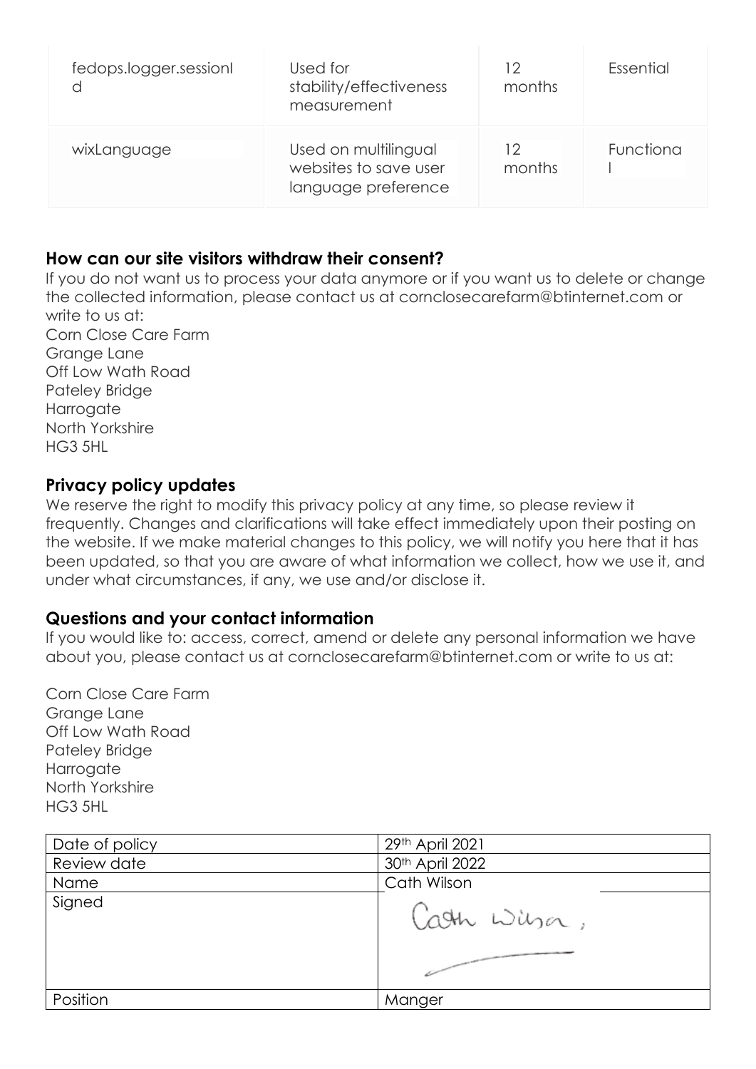| | | | |
|---|---|---|---|
| fedops.logger.sessionId | Used for stability/effectiveness measurement | 12 months | Essential |
| wixLanguage | Used on multilingual websites to save user language preference | 12 months | Functional |

## How can our site visitors withdraw their consent?

If you do not want us to process your data anymore or if you want us to delete or change the collected information, please contact us at cornclosecarefarm@btinternet.com or write to us at:

Corn Close Care Farm
Grange Lane
Off Low Wath Road
Pateley Bridge
Harrogate
North Yorkshire
HG3 5HL

## Privacy policy updates

We reserve the right to modify this privacy policy at any time, so please review it frequently. Changes and clarifications will take effect immediately upon their posting on the website. If we make material changes to this policy, we will notify you here that it has been updated, so that you are aware of what information we collect, how we use it, and under what circumstances, if any, we use and/or disclose it.

## Questions and your contact information

If you would like to: access, correct, amend or delete any personal information we have about you, please contact us at cornclosecarefarm@btinternet.com or write to us at:

Corn Close Care Farm
Grange Lane
Off Low Wath Road
Pateley Bridge
Harrogate
North Yorkshire
HG3 5HL

| | |
|---|---|
| Date of policy | 29th April 2021 |
| Review date | 30th April 2022 |
| Name | Cath Wilson |
| Signed | Cath Wilson, |
| Position | Manger |